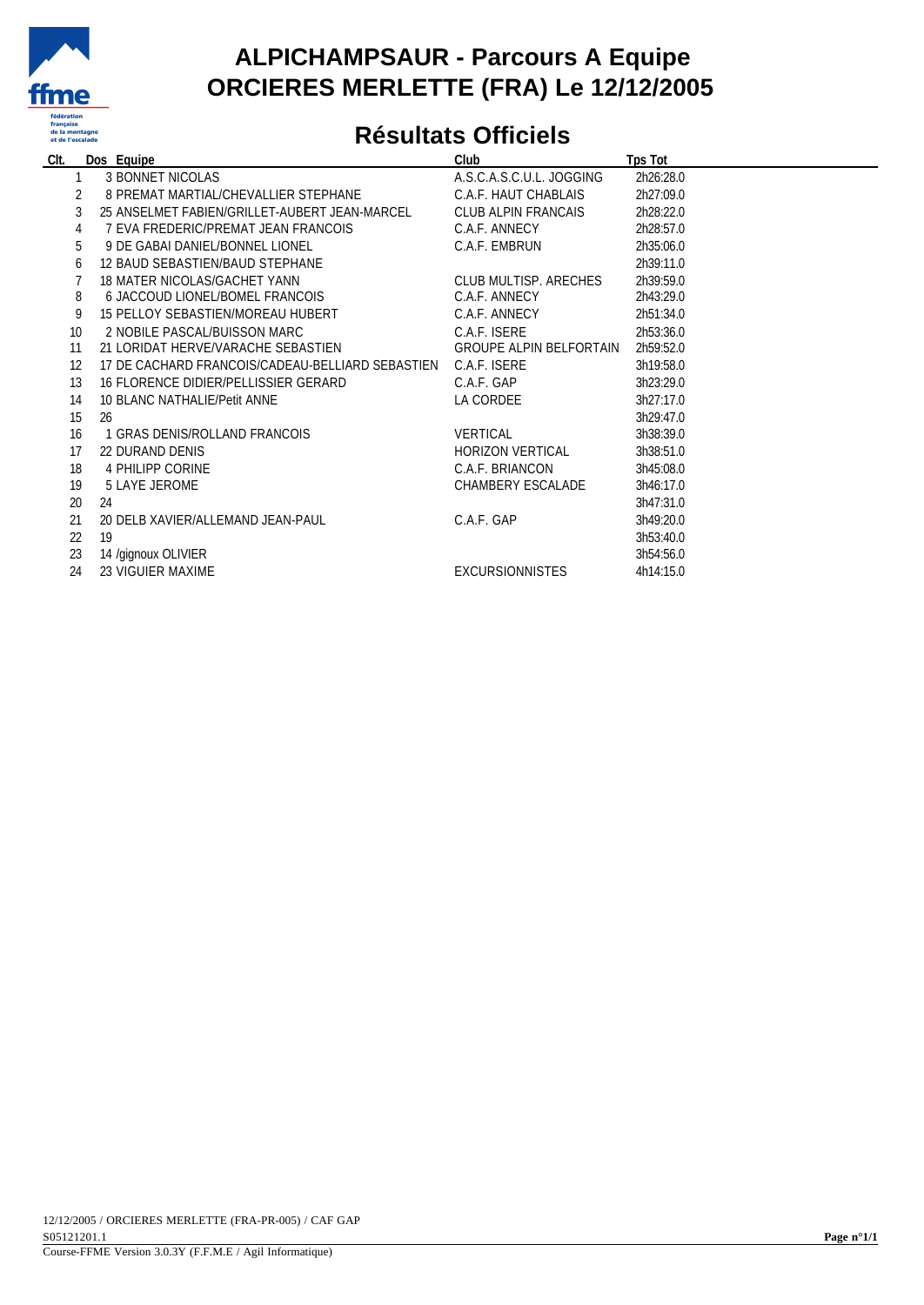# ALPICHAMPSAUR - Parcours A Equipe
# ORCIERES MERLETTE (FRA) Le 12/12/2005

## Résultats Officiels

| Clt. | Dos | Equipe | Club | Tps Tot |
|---|---|---|---|---|
| 1 | 3 | BONNET NICOLAS | A.S.C.A.S.C.U.L. JOGGING | 2h26:28.0 |
| 2 | 8 | PREMAT MARTIAL/CHEVALLIER STEPHANE | C.A.F. HAUT CHABLAIS | 2h27:09.0 |
| 3 | 25 | ANSELMET FABIEN/GRILLET-AUBERT JEAN-MARCEL | CLUB ALPIN FRANCAIS | 2h28:22.0 |
| 4 | 7 | EVA FREDERIC/PREMAT JEAN FRANCOIS | C.A.F. ANNECY | 2h28:57.0 |
| 5 | 9 | DE GABAI DANIEL/BONNEL LIONEL | C.A.F. EMBRUN | 2h35:06.0 |
| 6 | 12 | BAUD SEBASTIEN/BAUD STEPHANE | | 2h39:11.0 |
| 7 | 18 | MATER NICOLAS/GACHET YANN | CLUB MULTISP. ARECHES | 2h39:59.0 |
| 8 | 6 | JACCOUD LIONEL/BOMEL FRANCOIS | C.A.F. ANNECY | 2h43:29.0 |
| 9 | 15 | PELLOY SEBASTIEN/MOREAU HUBERT | C.A.F. ANNECY | 2h51:34.0 |
| 10 | 2 | NOBILE PASCAL/BUISSON MARC | C.A.F. ISERE | 2h53:36.0 |
| 11 | 21 | LORIDAT HERVE/VARACHE SEBASTIEN | GROUPE ALPIN BELFORTAIN | 2h59:52.0 |
| 12 | 17 | DE CACHARD FRANCOIS/CADEAU-BELLIARD SEBASTIEN | C.A.F. ISERE | 3h19:58.0 |
| 13 | 16 | FLORENCE DIDIER/PELLISSIER GERARD | C.A.F. GAP | 3h23:29.0 |
| 14 | 10 | BLANC NATHALIE/Petit ANNE | LA CORDEE | 3h27:17.0 |
| 15 | 26 | | | 3h29:47.0 |
| 16 | 1 | GRAS DENIS/ROLLAND FRANCOIS | VERTICAL | 3h38:39.0 |
| 17 | 22 | DURAND DENIS | HORIZON VERTICAL | 3h38:51.0 |
| 18 | 4 | PHILIPP CORINE | C.A.F. BRIANCON | 3h45:08.0 |
| 19 | 5 | LAYE JEROME | CHAMBERY ESCALADE | 3h46:17.0 |
| 20 | 24 | | | 3h47:31.0 |
| 21 | 20 | DELB XAVIER/ALLEMAND JEAN-PAUL | C.A.F. GAP | 3h49:20.0 |
| 22 | 19 | | | 3h53:40.0 |
| 23 | 14 | /gignoux OLIVIER | | 3h54:56.0 |
| 24 | 23 | VIGUIER MAXIME | EXCURSIONNISTES | 4h14:15.0 |

12/12/2005 / ORCIERES MERLETTE (FRA-PR-005) / CAF GAP
S05121201.1
Course-FFME Version 3.0.3Y (F.F.M.E / Agil Informatique)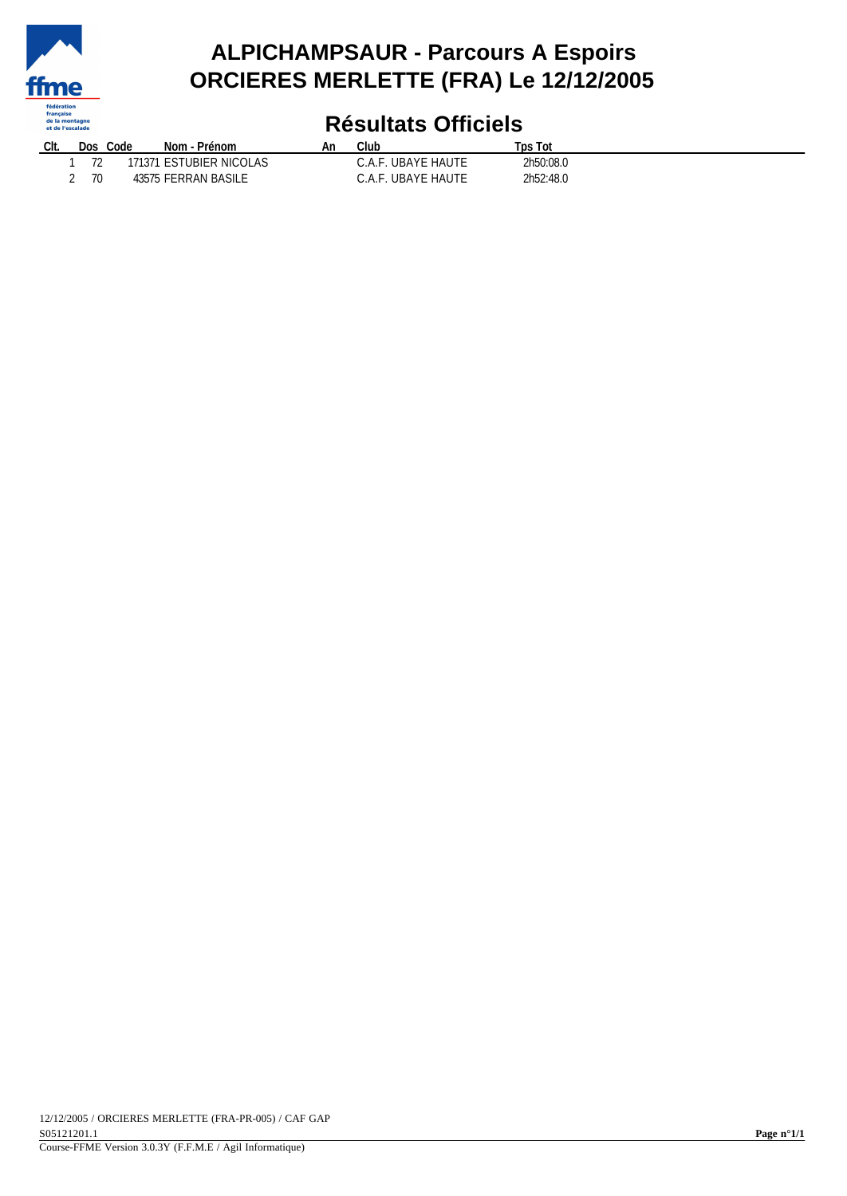# ALPICHAMPSAUR - Parcours A Espoirs
# ORCIERES MERLETTE (FRA) Le 12/12/2005

## Résultats Officiels

| Clt. | Dos | Code | Nom - Prénom | An | Club | Tps Tot |
|---|---|---|---|---|---|---|
| 1 | 72 | 171371 | ESTUBIER NICOLAS | | C.A.F. UBAYE HAUTE | 2h50:08.0 |
| 2 | 70 | 43575 | FERRAN BASILE | | C.A.F. UBAYE HAUTE | 2h52:48.0 |

12/12/2005 / ORCIERES MERLETTE (FRA-PR-005) / CAF GAP
S05121201.1
Course-FFME Version 3.0.3Y (F.F.M.E / Agil Informatique)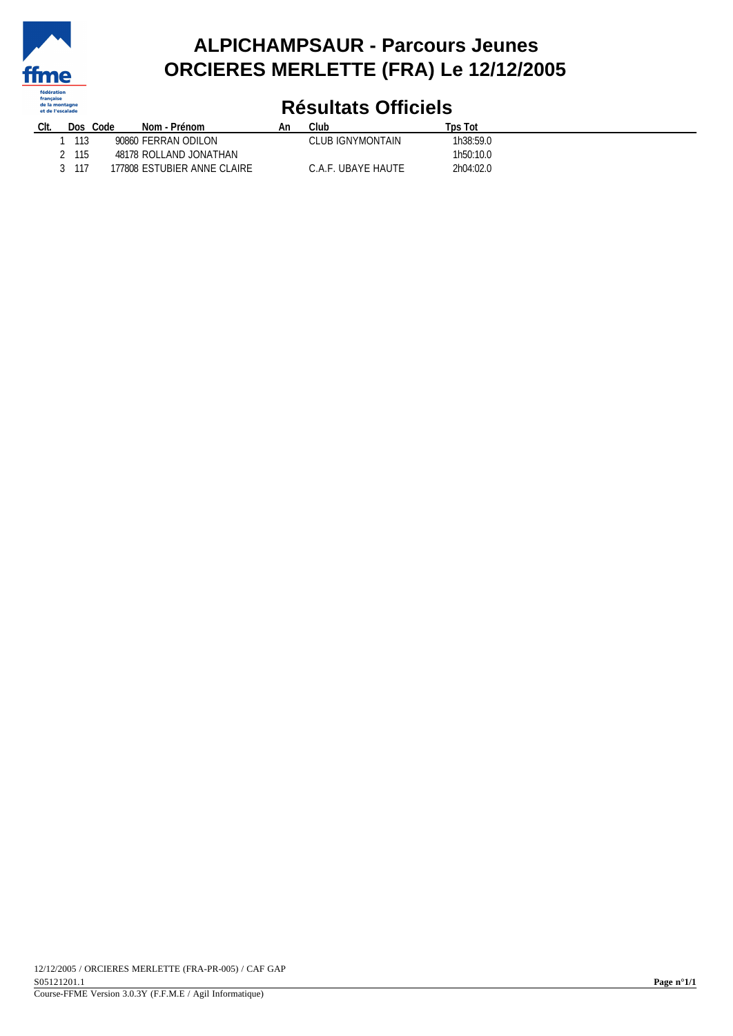# ALPICHAMPSAUR - Parcours Jeunes
# ORCIERES MERLETTE (FRA) Le 12/12/2005

## Résultats Officiels

| Clt. | Dos | Code | Nom - Prénom | An | Club | Tps Tot |
|---|---|---|---|---|---|---|
| 1 | 113 | 90860 | FERRAN ODILON | | CLUB IGNYMONTAIN | 1h38:59.0 |
| 2 | 115 | 48178 | ROLLAND JONATHAN | | | 1h50:10.0 |
| 3 | 117 | 177808 | ESTUBIER ANNE CLAIRE | | C.A.F. UBAYE HAUTE | 2h04:02.0 |

12/12/2005 / ORCIERES MERLETTE (FRA-PR-005) / CAF GAP
S05121201.1
Course-FFME Version 3.0.3Y (F.F.M.E / Agil Informatique)